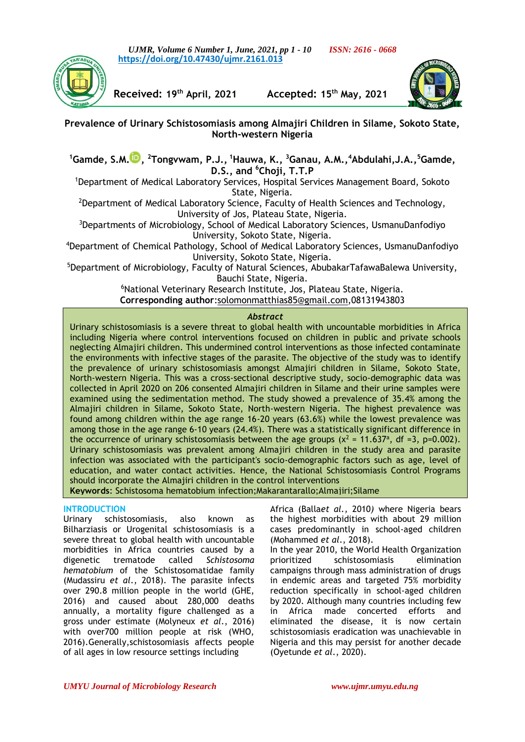Received: 19th April, 2021 Accepted: 15th May, 2021

# Prevalence of Urinary Schistosomiasis among Almajiri Children in Silame, Sokoto State, North-western Nigeria

[1]Gamde, S.M., [2]Tongvwam, P.J., [1]Hauwa, K., [3]Ganau, A.M.,[4]Abdulahi,J.A.,[5]Gamde, D.S., and [6]Choji, T.T.P

[1]Department of Medical Laboratory Services, Hospital Services Management Board, Sokoto State, Nigeria.

[2]Department of Medical Laboratory Science, Faculty of Health Sciences and Technology, University of Jos, Plateau State, Nigeria.

[3]Departments of Microbiology, School of Medical Laboratory Sciences, UsmanuDanfodiyo University, Sokoto State, Nigeria.

[4]Department of Chemical Pathology, School of Medical Laboratory Sciences, UsmanuDanfodiyo University, Sokoto State, Nigeria.

[5]Department of Microbiology, Faculty of Natural Sciences, AbubakarTafawaBalewa University, Bauchi State, Nigeria.

[6]National Veterinary Research Institute, Jos, Plateau State, Nigeria.

**Corresponding author**:solomonmatthias85@gmail.com,08131943803

## *Abstract*

Urinary schistosomiasis is a severe threat to global health with uncountable morbidities in Africa including Nigeria where control interventions focused on children in public and private schools neglecting Almajiri children. This undermined control interventions as those infected contaminate the environments with infective stages of the parasite. The objective of the study was to identify the prevalence of urinary schistosomiasis amongst Almajiri children in Silame, Sokoto State, North-western Nigeria. This was a cross-sectional descriptive study, socio-demographic data was collected in April 2020 on 206 consented Almajiri children in Silame and their urine samples were examined using the sedimentation method. The study showed a prevalence of 35.4% among the Almajiri children in Silame, Sokoto State, North-western Nigeria. The highest prevalence was found among children within the age range 16-20 years (63.6%) while the lowest prevalence was among those in the age range 6-10 years (24.4%). There was a statistically significant difference in the occurrence of urinary schistosomiasis between the age groups ($x^2$ = 11.637[a], df =3, p=0.002). Urinary schistosomiasis was prevalent among Almajiri children in the study area and parasite infection was associated with the participant's socio-demographic factors such as age, level of education, and water contact activities. Hence, the National Schistosomiasis Control Programs should incorporate the Almajiri children in the control interventions

**Keywords**: Schistosoma hematobium infection;Makarantarallo;Almajiri;Silame

## INTRODUCTION

Urinary schistosomiasis, also known as Bilharziasis or Urogenital schistosomiasis is a severe threat to global health with uncountable morbidities in Africa countries caused by a digenetic trematode called *Schistosoma hematobium* of the Schistosomatidae family (Mudassiru *et al.,* 2018). The parasite infects over 290.8 million people in the world (GHE, 2016) and caused about 280,000 deaths annually, a mortality figure challenged as a gross under estimate (Molyneux *et al.*, 2016) with over700 million people at risk (WHO, 2016).Generally,schistosomiasis affects people of all ages in low resource settings including Africa (Balla*et al.,* 2010*)* where Nigeria bears the highest morbidities with about 29 million cases predominantly in school-aged children (Mohammed *et al.*, 2018).

In the year 2010, the World Health Organization prioritized schistosomiasis elimination campaigns through mass administration of drugs in endemic areas and targeted 75% morbidity reduction specifically in school-aged children by 2020. Although many countries including few in Africa made concerted efforts and eliminated the disease, it is now certain schistosomiasis eradication was unachievable in Nigeria and this may persist for another decade (Oyetunde *et al.*, 2020).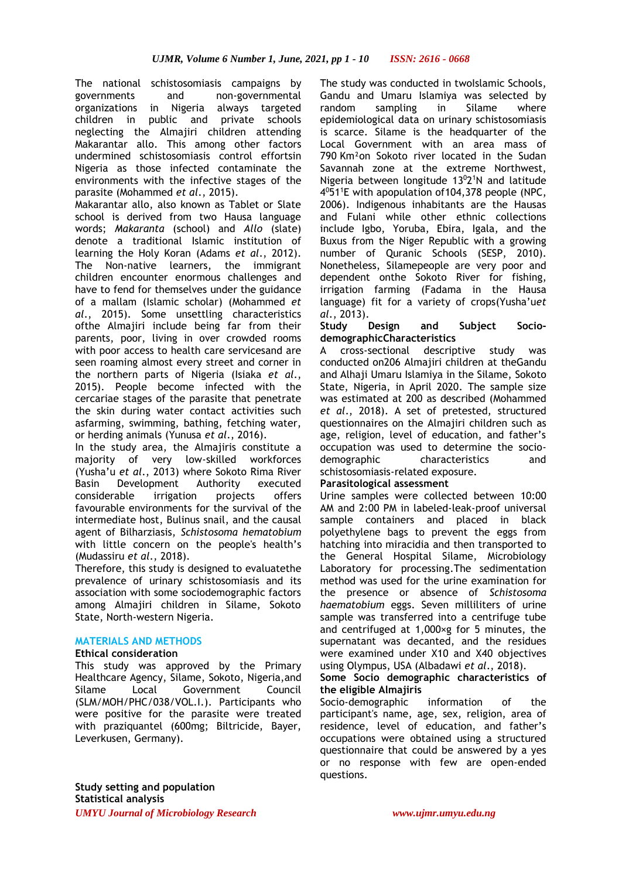The national schistosomiasis campaigns by governments and non-governmental organizations in Nigeria always targeted children in public and private schools neglecting the Almajiri children attending Makarantar allo. This among other factors undermined schistosomiasis control effortsin Nigeria as those infected contaminate the environments with the infective stages of the parasite (Mohammed *et al*., 2015).

Makarantar allo, also known as Tablet or Slate school is derived from two Hausa language words; *Makaranta* (school) and *Allo* (slate) denote a traditional Islamic institution of learning the Holy Koran (Adams *et al*., 2012). The Non-native learners, the immigrant children encounter enormous challenges and have to fend for themselves under the guidance of a mallam (Islamic scholar) (Mohammed *et al*., 2015). Some unsettling characteristics ofthe Almajiri include being far from their parents, poor, living in over crowded rooms with poor access to health care servicesand are seen roaming almost every street and corner in the northern parts of Nigeria (Isiaka *et al*., 2015). People become infected with the cercariae stages of the parasite that penetrate the skin during water contact activities such asfarming, swimming, bathing, fetching water, or herding animals (Yunusa *et al*., 2016).

In the study area, the Almajiris constitute a majority of very low-skilled workforces (Yusha'u *et al*., 2013) where Sokoto Rima River Basin Development Authority executed considerable irrigation projects offers favourable environments for the survival of the intermediate host, Bulinus snail, and the causal agent of Bilharziasis, *Schistosoma hematobium* with little concern on the people's health's (Mudassiru *et al*., 2018).

Therefore, this study is designed to evaluatethe prevalence of urinary schistosomiasis and its association with some sociodemographic factors among Almajiri children in Silame, Sokoto State, North-western Nigeria.

## MATERIALS AND METHODS

**Ethical consideration**

This study was approved by the Primary Healthcare Agency, Silame, Sokoto, Nigeria,and Silame Local Government Council (SLM/MOH/PHC/038/VOL.I.). Participants who were positive for the parasite were treated with praziquantel (600mg; Biltricide, Bayer, Leverkusen, Germany).

**Study setting and population**

**Statistical analysis**

The study was conducted in twoIslamic Schools, Gandu and Umaru Islamiya was selected by random sampling in Silame where epidemiological data on urinary schistosomiasis is scarce. Silame is the headquarter of the Local Government with an area mass of 790 Km²on Sokoto river located in the Sudan Savannah zone at the extreme Northwest, Nigeria between longitude $13^{0}2^{1}$N and latitude $4^{0}51^{1}$E with apopulation of104,378 people (NPC, 2006). Indigenous inhabitants are the Hausas and Fulani while other ethnic collections include Igbo, Yoruba, Ebira, Igala, and the Buxus from the Niger Republic with a growing number of Quranic Schools (SESP, 2010). Nonetheless, Silamepeople are very poor and dependent onthe Sokoto River for fishing, irrigation farming (Fadama in the Hausa language) fit for a variety of crops(Yusha'u*et al*., 2013).

**Study Design and Subject Socio-demographicCharacteristics**

A cross-sectional descriptive study was conducted on206 Almajiri children at theGandu and Alhaji Umaru Islamiya in the Silame, Sokoto State, Nigeria, in April 2020. The sample size was estimated at 200 as described (Mohammed *et al*., 2018). A set of pretested, structured questionnaires on the Almajiri children such as age, religion, level of education, and father's occupation was used to determine the socio-demographic characteristics and schistosomiasis-related exposure.

**Parasitological assessment**

Urine samples were collected between 10:00 AM and 2:00 PM in labeled-leak-proof universal sample containers and placed in black polyethylene bags to prevent the eggs from hatching into miracidia and then transported to the General Hospital Silame, Microbiology Laboratory for processing.The sedimentation method was used for the urine examination for the presence or absence of *Schistosoma haematobium* eggs. Seven milliliters of urine sample was transferred into a centrifuge tube and centrifuged at 1,000×g for 5 minutes, the supernatant was decanted, and the residues were examined under X10 and X40 objectives using Olympus, USA (Albadawi *et al*., 2018).

**Some Socio demographic characteristics of the eligible Almajiris**

Socio-demographic information of the participant's name, age, sex, religion, area of residence, level of education, and father's occupations were obtained using a structured questionnaire that could be answered by a yes or no response with few are open-ended questions.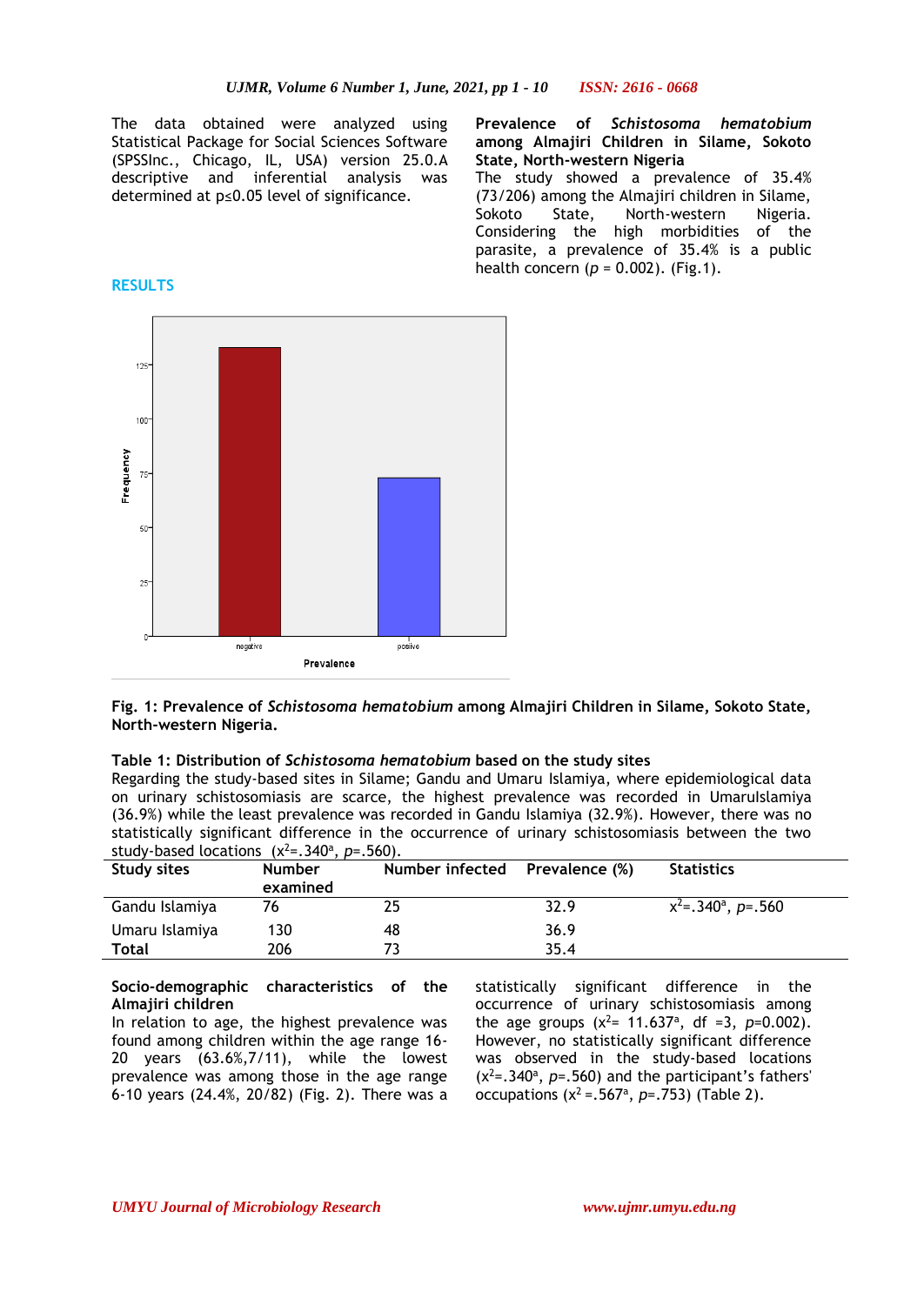The data obtained were analyzed using Statistical Package for Social Sciences Software (SPSSInc., Chicago, IL, USA) version 25.0.A descriptive and inferential analysis was determined at p≤0.05 level of significance.

## RESULTS

### Prevalence of *Schistosoma hematobium* among Almajiri Children in Silame, Sokoto State, North-western Nigeria

The study showed a prevalence of 35.4% (73/206) among the Almajiri children in Silame, Sokoto State, North-western Nigeria. Considering the high morbidities of the parasite, a prevalence of 35.4% is a public health concern ($p$ = 0.002). (Fig.1).

**Fig. 1: Prevalence of *Schistosoma hematobium* among Almajiri Children in Silame, Sokoto State, North-western Nigeria.**

**Table 1: Distribution of *Schistosoma hematobium* based on the study sites**

Regarding the study-based sites in Silame; Gandu and Umaru Islamiya, where epidemiological data on urinary schistosomiasis are scarce, the highest prevalence was recorded in UmaruIslamiya (36.9%) while the least prevalence was recorded in Gandu Islamiya (32.9%). However, there was no statistically significant difference in the occurrence of urinary schistosomiasis between the two study-based locations ($x^2$=.340[a], $p$=.560).

| Study sites | Number examined | Number infected | Prevalence (%) | Statistics |
|---|---|---|---|---|
| Gandu Islamiya | 76 | 25 | 32.9 | $x^2$=.340[a], $p$=.560 |
| Umaru Islamiya | 130 | 48 | 36.9 | |
| **Total** | 206 | 73 | 35.4 | |

### Socio-demographic characteristics of the Almajiri children

In relation to age, the highest prevalence was found among children within the age range 16-20 years (63.6%,7/11), while the lowest prevalence was among those in the age range 6-10 years (24.4%, 20/82) (Fig. 2). There was a statistically significant difference in the occurrence of urinary schistosomiasis among the age groups ($x^2$= 11.637[a], df =3, $p$=0.002). However, no statistically significant difference was observed in the study-based locations ($x^2$=.340[a], $p$=.560) and the participant's fathers' occupations ($x^2$ =.567[a], $p$=.753) (Table 2).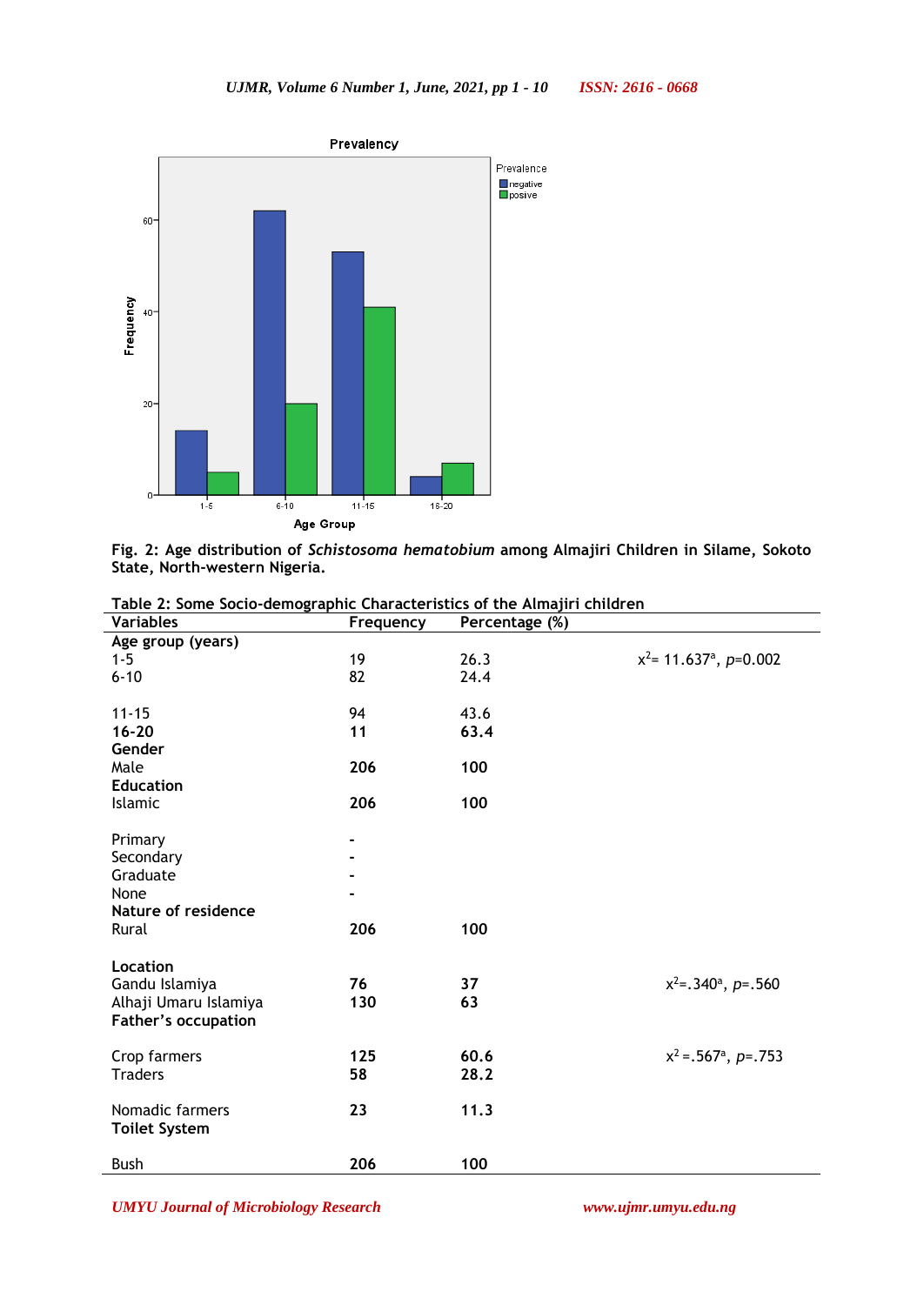Fig. 2: Age distribution of *Schistosoma hematobium* among Almajiri Children in Silame, Sokoto State, North-western Nigeria.

Table 2: Some Socio-demographic Characteristics of the Almajiri children

| Variables | Frequency | Percentage (%) | |
|---|---|---|---|
| **Age group (years)** | | | |
| 1-5 | 19 | 26.3 | $x^2$= 11.637[a], $p$=0.002 |
| 6-10 | 82 | 24.4 | |
| 11-15 | 94 | 43.6 | |
| **16-20** | **11** | **63.4** | |
| **Gender** | | | |
| Male | **206** | **100** | |
| **Education** | | | |
| Islamic | **206** | **100** | |
| Primary | **-** | | |
| Secondary | **-** | | |
| Graduate | **-** | | |
| None | **-** | | |
| **Nature of residence** | | | |
| Rural | **206** | **100** | |
| **Location** | | | |
| Gandu Islamiya | **76** | **37** | $x^2$=.340[a], $p$=.560 |
| Alhaji Umaru Islamiya | **130** | **63** | |
| **Father's occupation** | | | |
| Crop farmers | **125** | **60.6** | $x^2$ =.567[a], $p$=.753 |
| Traders | **58** | **28.2** | |
| Nomadic farmers | **23** | **11.3** | |
| **Toilet System** | | | |
| Bush | **206** | **100** | |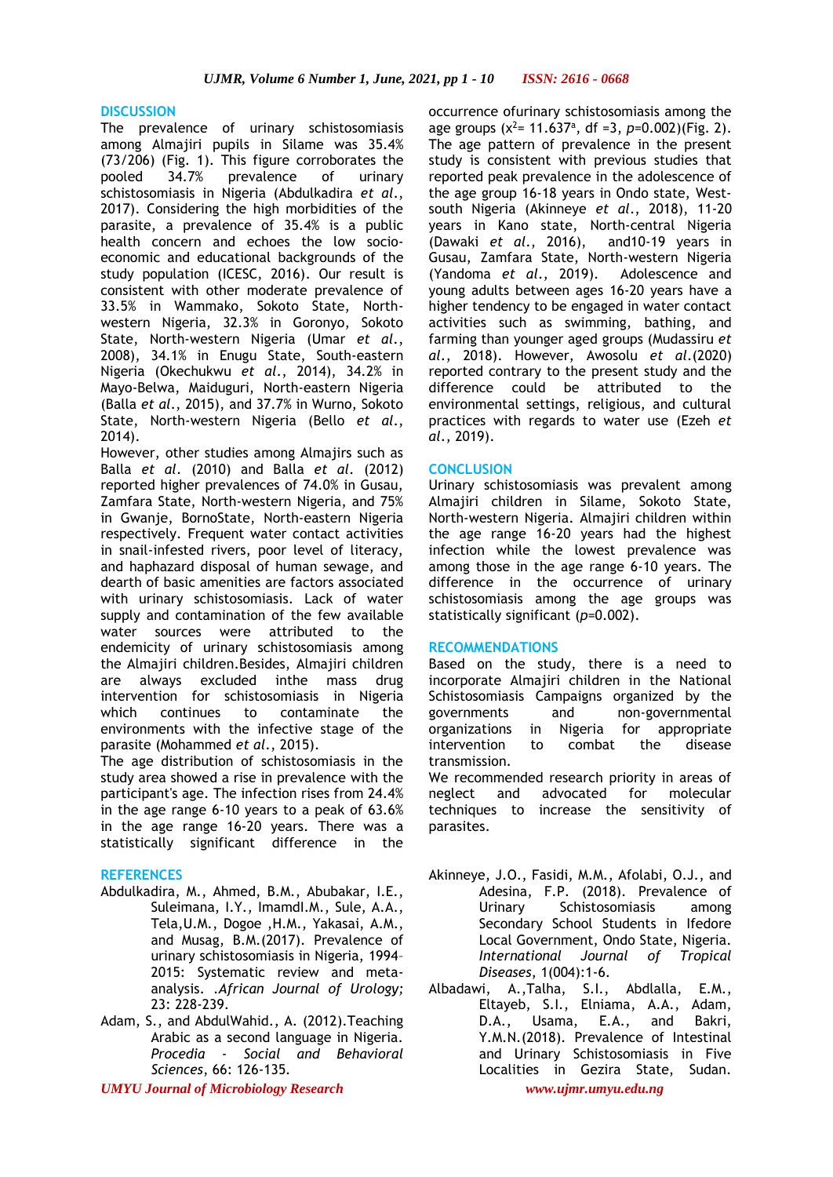## DISCUSSION

The prevalence of urinary schistosomiasis among Almajiri pupils in Silame was 35.4% (73/206) (Fig. 1). This figure corroborates the pooled 34.7% prevalence of urinary schistosomiasis in Nigeria (Abdulkadira *et al*., 2017). Considering the high morbidities of the parasite, a prevalence of 35.4% is a public health concern and echoes the low socio-economic and educational backgrounds of the study population (ICESC, 2016). Our result is consistent with other moderate prevalence of 33.5% in Wammako, Sokoto State, North-western Nigeria, 32.3% in Goronyo, Sokoto State, North-western Nigeria (Umar *et al*., 2008), 34.1% in Enugu State, South-eastern Nigeria (Okechukwu *et al*., 2014), 34.2% in Mayo-Belwa, Maiduguri, North-eastern Nigeria (Balla *et al*., 2015), and 37.7% in Wurno, Sokoto State, North-western Nigeria (Bello *et al*., 2014).

However, other studies among Almajirs such as Balla *et al*. (2010) and Balla *et al*. (2012) reported higher prevalences of 74.0% in Gusau, Zamfara State, North-western Nigeria, and 75% in Gwanje, BornoState, North-eastern Nigeria respectively. Frequent water contact activities in snail-infested rivers, poor level of literacy, and haphazard disposal of human sewage, and dearth of basic amenities are factors associated with urinary schistosomiasis. Lack of water supply and contamination of the few available water sources were attributed to the endemicity of urinary schistosomiasis among the Almajiri children.Besides, Almajiri children are always excluded inthe mass drug intervention for schistosomiasis in Nigeria which continues to contaminate the environments with the infective stage of the parasite (Mohammed *et al*., 2015).

The age distribution of schistosomiasis in the study area showed a rise in prevalence with the participant's age. The infection rises from 24.4% in the age range 6-10 years to a peak of 63.6% in the age range 16-20 years. There was a statistically significant difference in the occurrence ofurinary schistosomiasis among the age groups ($x^2$= 11.637[a], df =3, $p$=0.002)(Fig. 2). The age pattern of prevalence in the present study is consistent with previous studies that reported peak prevalence in the adolescence of the age group 16-18 years in Ondo state, West-south Nigeria (Akinneye *et al*., 2018), 11-20 years in Kano state, North-central Nigeria (Dawaki *et al*., 2016), and10-19 years in Gusau, Zamfara State, North-western Nigeria (Yandoma *et al*., 2019). Adolescence and young adults between ages 16-20 years have a higher tendency to be engaged in water contact activities such as swimming, bathing, and farming than younger aged groups (Mudassiru *et al*., 2018). However, Awosolu *et al*.(2020) reported contrary to the present study and the difference could be attributed to the environmental settings, religious, and cultural practices with regards to water use (Ezeh *et al*., 2019).

## CONCLUSION

Urinary schistosomiasis was prevalent among Almajiri children in Silame, Sokoto State, North-western Nigeria. Almajiri children within the age range 16-20 years had the highest infection while the lowest prevalence was among those in the age range 6-10 years. The difference in the occurrence of urinary schistosomiasis among the age groups was statistically significant ($p$=0.002).

## RECOMMENDATIONS

Based on the study, there is a need to incorporate Almajiri children in the National Schistosomiasis Campaigns organized by the governments and non-governmental organizations in Nigeria for appropriate intervention to combat the disease transmission.

We recommended research priority in areas of neglect and advocated for molecular techniques to increase the sensitivity of parasites.

## REFERENCES

Abdulkadira, M., Ahmed, B.M., Abubakar, I.E., Suleimana, I.Y., ImamdI.M., Sule, A.A., Tela,U.M., Dogoe ,H.M., Yakasai, A.M., and Musag, B.M.(2017). Prevalence of urinary schistosomiasis in Nigeria, 1994–2015: Systematic review and meta-analysis. .*African Journal of Urology;* 23: 228-239.

Adam, S., and AbdulWahid., A. (2012).Teaching Arabic as a second language in Nigeria. *Procedia - Social and Behavioral Sciences*, 66: 126-135.

Akinneye, J.O., Fasidi, M.M., Afolabi, O.J., and Adesina, F.P. (2018). Prevalence of Urinary Schistosomiasis among Secondary School Students in Ifedore Local Government, Ondo State, Nigeria. *International Journal of Tropical Diseases*, 1(004):1-6.

Albadawi, A.,Talha, S.I., Abdlalla, E.M., Eltayeb, S.I., Elniama, A.A., Adam, D.A., Usama, E.A., and Bakri, Y.M.N.(2018). Prevalence of Intestinal and Urinary Schistosomiasis in Five Localities in Gezira State, Sudan.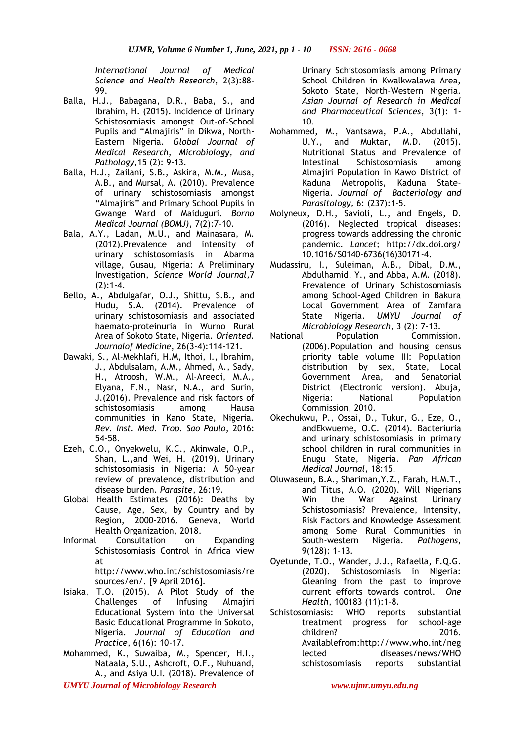*International Journal of Medical Science and Health Research*, 2(3):88-99.

Balla, H.J., Babagana, D.R., Baba, S., and Ibrahim, H. (2015). Incidence of Urinary Schistosomiasis amongst Out-of-School Pupils and "Almajiris" in Dikwa, North-Eastern Nigeria. *Global Journal of Medical Research, Microbiology, and Pathology*,15 (2): 9-13.

Balla, H.J., Zailani, S.B., Askira, M.M., Musa, A.B., and Mursal, A. (2010). Prevalence of urinary schistosomiasis amongst "Almajiris" and Primary School Pupils in Gwange Ward of Maiduguri. *Borno Medical Journal (BOMJ)*, 7(2):7-10.

Bala, A.Y., Ladan, M.U., and Mainasara, M. (2012).Prevalence and intensity of urinary schistosomiasis in Abarma village, Gusau, Nigeria: A Preliminary Investigation, *Science World Journal*,7 (2):1-4.

Bello, A., Abdulgafar, O.J., Shittu, S.B., and Hudu, S.A. (2014). Prevalence of urinary schistosomiasis and associated haemato-proteinuria in Wurno Rural Area of Sokoto State, Nigeria. *Oriented. Journalof Medicine*, 26(3-4):114-121.

Dawaki, S., Al-Mekhlafi, H.M, Ithoi, I., Ibrahim, J., Abdulsalam, A.M., Ahmed, A., Sady, H., Atroosh, W.M., Al-Areeqi, M.A., Elyana, F.N., Nasr, N.A., and Surin, J.(2016). Prevalence and risk factors of schistosomiasis among Hausa communities in Kano State, Nigeria. *Rev. Inst. Med. Trop. Sao Paulo*, 2016: 54-58.

Ezeh, C.O., Onyekwelu, K.C., Akinwale, O.P., Shan, L.,and Wei, H. (2019). Urinary schistosomiasis in Nigeria: A 50-year review of prevalence, distribution and disease burden. *Parasite*, 26:19.

Global Health Estimates (2016): Deaths by Cause, Age, Sex, by Country and by Region, 2000-2016. Geneva, World Health Organization, 2018.

Informal Consultation on Expanding Schistosomiasis Control in Africa view at http://www.who.int/schistosomiasis/resources/en/. [9 April 2016].

Isiaka, T.O. (2015). A Pilot Study of the Challenges of Infusing Almajiri Educational System into the Universal Basic Educational Programme in Sokoto, Nigeria. *Journal of Education and Practice*, 6(16): 10-17.

Mohammed, K., Suwaiba, M., Spencer, H.I., Nataala, S.U., Ashcroft, O.F., Nuhuand, A., and Asiya U.I. (2018). Prevalence of Urinary Schistosomiasis among Primary School Children in Kwalkwalawa Area, Sokoto State, North-Western Nigeria. *Asian Journal of Research in Medical and Pharmaceutical Sciences*, 3(1): 1-10.

Mohammed, M., Vantsawa, P.A., Abdullahi, U.Y., and Muktar, M.D. (2015). Nutritional Status and Prevalence of Intestinal Schistosomiasis among Almajiri Population in Kawo District of Kaduna Metropolis, Kaduna State-Nigeria. *Journal of Bacteriology and Parasitology*, 6: (237):1-5.

Molyneux, D.H., Savioli, L., and Engels, D. (2016). Neglected tropical diseases: progress towards addressing the chronic pandemic. *Lancet*; http://dx.doi.org/10.1016/S0140-6736(16)30171-4.

Mudassiru, I., Suleiman, A.B., Dibal, D.M., Abdulhamid, Y., and Abba, A.M. (2018). Prevalence of Urinary Schistosomiasis among School-Aged Children in Bakura Local Government Area of Zamfara State Nigeria. *UMYU Journal of Microbiology Research*, 3 (2): 7-13.

National Population Commission. (2006).Population and housing census priority table volume III: Population distribution by sex, State, Local Government Area, and Senatorial District (Electronic version). Abuja, Nigeria: National Population Commission, 2010.

Okechukwu, P., Ossai, D., Tukur, G., Eze, O., andEkwueme, O.C. (2014). Bacteriuria and urinary schistosomiasis in primary school children in rural communities in Enugu State, Nigeria. *Pan African Medical Journal*, 18:15.

Oluwaseun, B.A., Shariman,Y.Z., Farah, H.M.T., and Titus, A.O. (2020). Will Nigerians Win the War Against Urinary Schistosomiasis? Prevalence, Intensity, Risk Factors and Knowledge Assessment among Some Rural Communities in South-western Nigeria. *Pathogens*, 9(128): 1-13.

Oyetunde, T.O., Wander, J.J., Rafaella, F.Q.G. (2020). Schistosomiasis in Nigeria: Gleaning from the past to improve current efforts towards control. *One Health*, 100183 (11):1-8.

Schistosomiasis: WHO reports substantial treatment progress for school-age children? 2016. Availablefrom:http://www.who.int/neglected diseases/news/WHO schistosomiasis reports substantial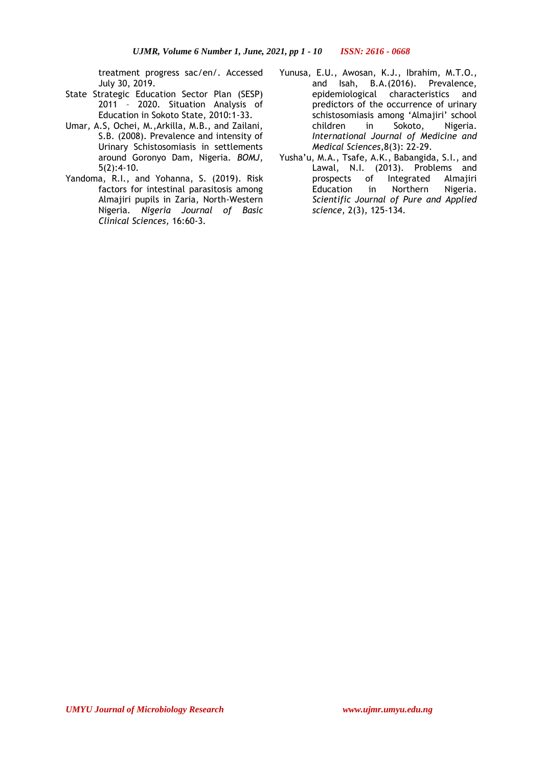treatment progress sac/en/. Accessed July 30, 2019.

State Strategic Education Sector Plan (SESP) 2011 – 2020. Situation Analysis of Education in Sokoto State, 2010:1-33.

Umar, A.S, Ochei, M.,Arkilla, M.B., and Zailani, S.B. (2008). Prevalence and intensity of Urinary Schistosomiasis in settlements around Goronyo Dam, Nigeria. *BOMJ*, 5(2):4-10.

Yandoma, R.I., and Yohanna, S. (2019). Risk factors for intestinal parasitosis among Almajiri pupils in Zaria, North-Western Nigeria. *Nigeria Journal of Basic Clinical Sciences,* 16:60-3.

Yunusa, E.U., Awosan, K.J., Ibrahim, M.T.O., and Isah, B.A.(2016). Prevalence, epidemiological characteristics and predictors of the occurrence of urinary schistosomiasis among 'Almajiri' school children in Sokoto, Nigeria. *International Journal of Medicine and Medical Sciences*,8(3): 22-29.

Yusha'u, M.A., Tsafe, A.K., Babangida, S.I., and Lawal, N.I. (2013). Problems and prospects of Integrated Almajiri Education in Northern Nigeria. *Scientific Journal of Pure and Applied science*, 2(3), 125-134.